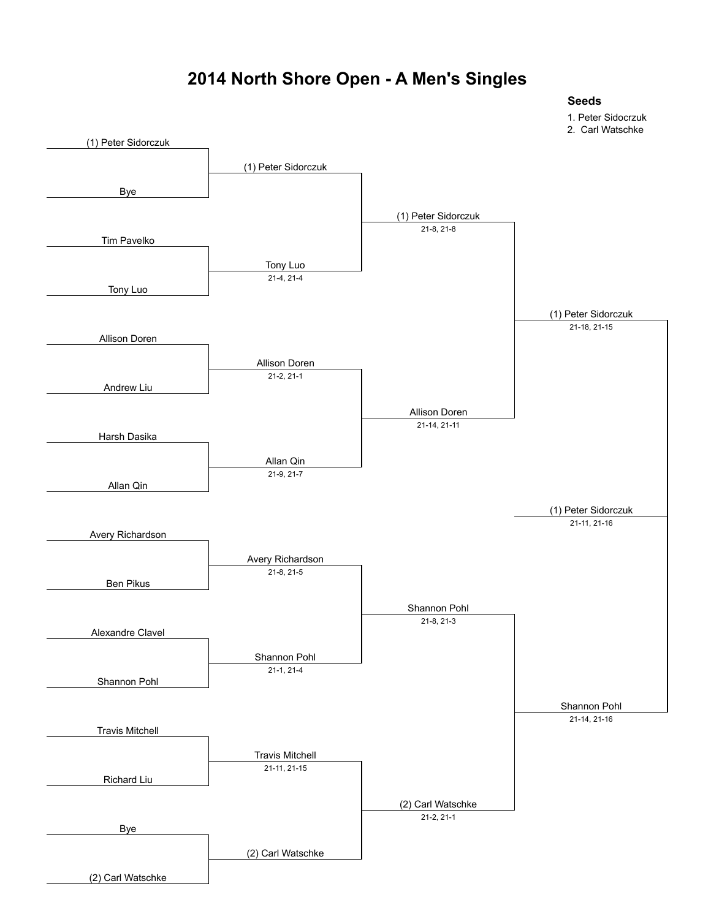# 2014 North Shore Open - A Men's Singles

**Seeds**

1. Peter Sidorczuk
2. Carl Watschke

| Round 1 | Round 2 | Quarterfinals | Semifinals | Final |
|---|---|---|---|---|
| (1) Peter Sidorczuk vs Bye | (1) Peter Sidorczuk | | | |
| Tim Pavelko vs Tony Luo | Tony Luo 21-4, 21-4 | (1) Peter Sidorczuk 21-8, 21-8 | | |
| Allison Doren vs Andrew Liu | Allison Doren 21-2, 21-1 | | (1) Peter Sidorczuk 21-18, 21-15 | |
| Harsh Dasika vs Allan Qin | Allan Qin 21-9, 21-7 | Allison Doren 21-14, 21-11 | | |
| Avery Richardson vs Ben Pikus | Avery Richardson 21-8, 21-5 | | | (1) Peter Sidorczuk 21-11, 21-16 |
| Alexandre Clavel vs Shannon Pohl | Shannon Pohl 21-1, 21-4 | Shannon Pohl 21-8, 21-3 | | |
| Travis Mitchell vs Richard Liu | Travis Mitchell 21-11, 21-15 | | Shannon Pohl 21-14, 21-16 | |
| Bye vs (2) Carl Watschke | (2) Carl Watschke | (2) Carl Watschke 21-2, 21-1 | | |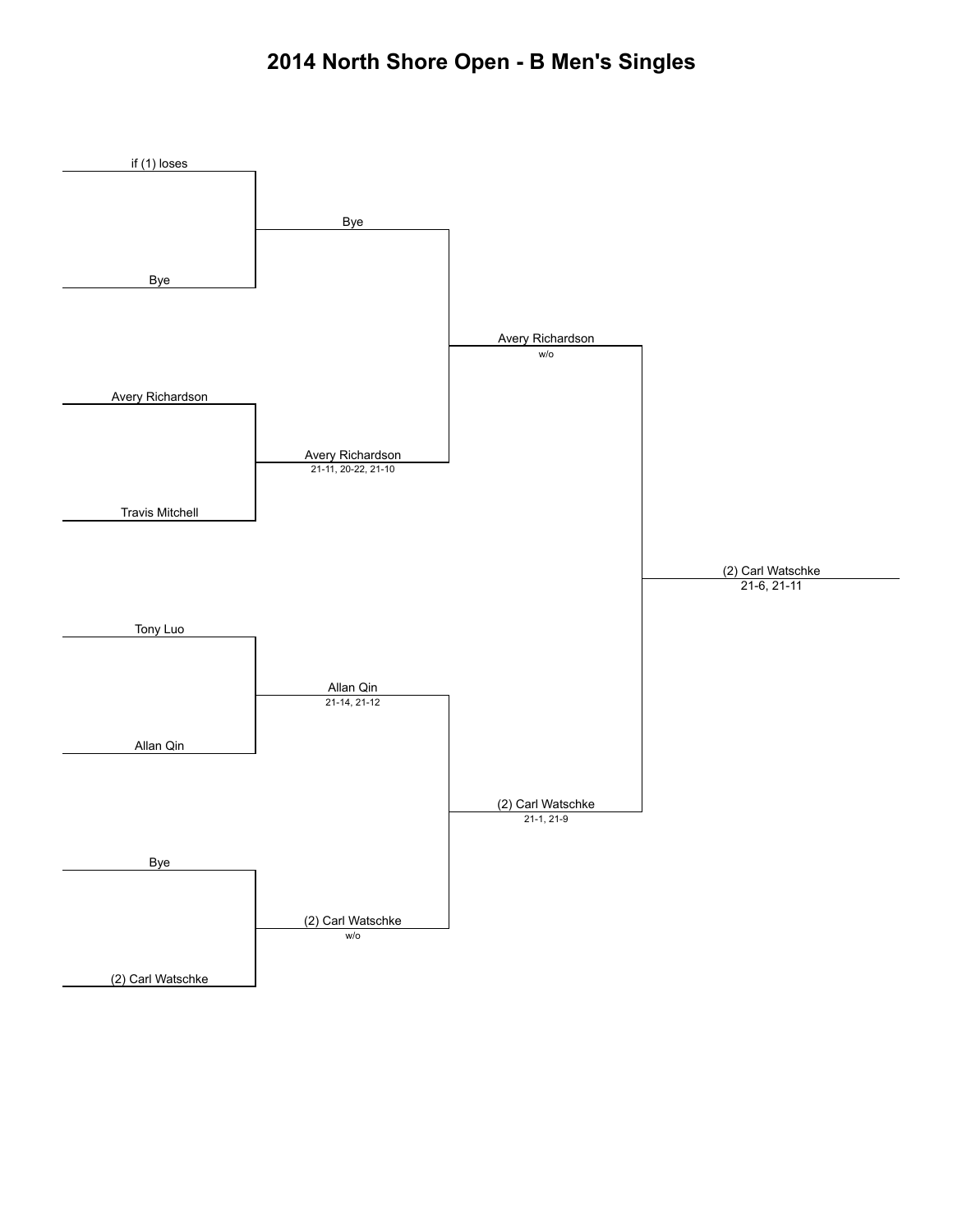# 2014 North Shore Open - B Men's Singles

| Round 1 | Round 2 | Semifinal | Final |
|---|---|---|---|
| if (1) loses | | | |
| Bye | Bye | | |
| Avery Richardson | | Avery Richardson<br>w/o | |
| Travis Mitchell | Avery Richardson<br>21-11, 20-22, 21-10 | | |
| Tony Luo | | | (2) Carl Watschke<br>21-6, 21-11 |
| Allan Qin | Allan Qin<br>21-14, 21-12 | | |
| Bye | | (2) Carl Watschke<br>21-1, 21-9 | |
| (2) Carl Watschke | (2) Carl Watschke<br>w/o | | |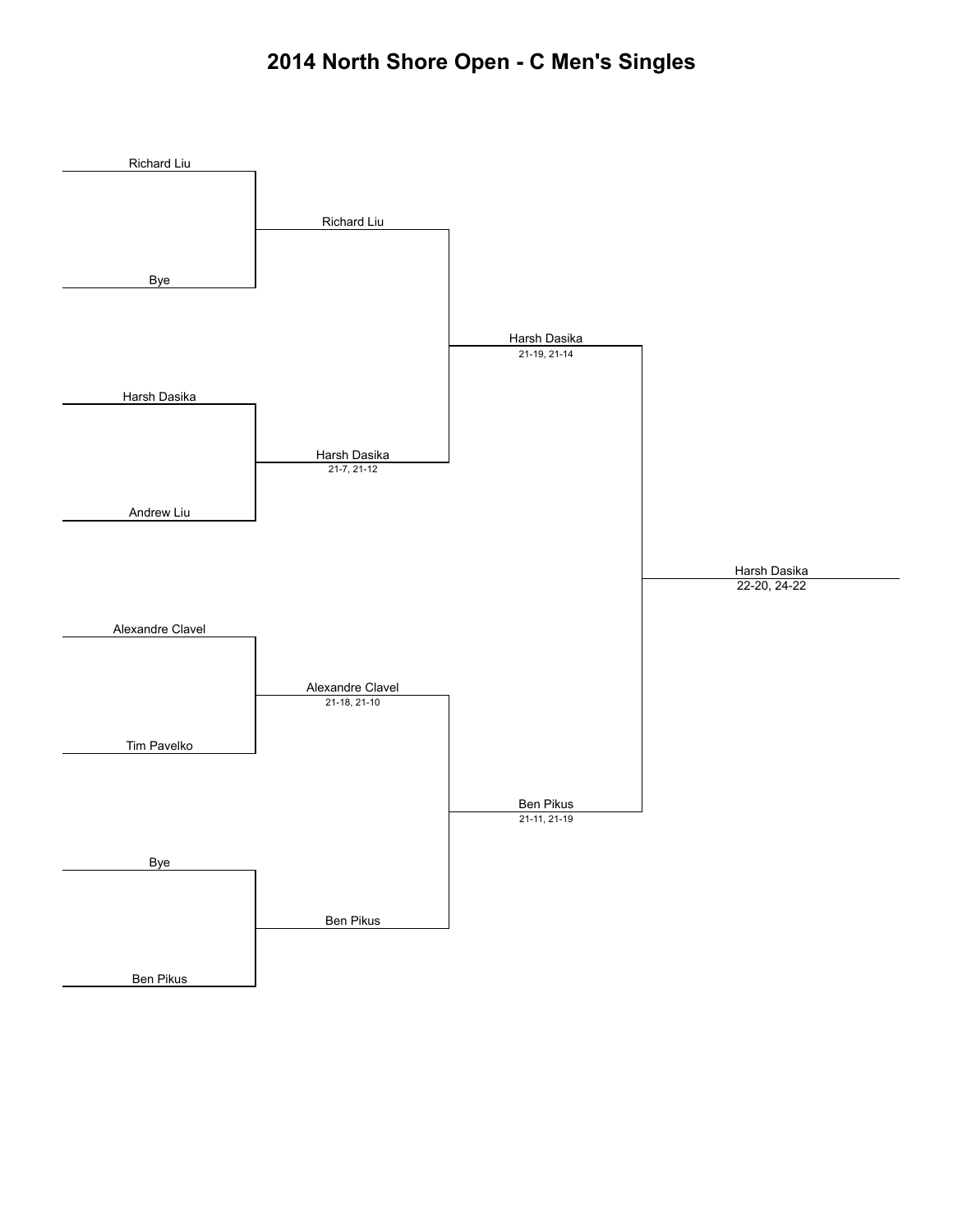# 2014 North Shore Open - C Men's Singles

| Round 1 | Round 2 | Semifinals | Final |
| --- | --- | --- | --- |
| Richard Liu | Richard Liu | | |
| Bye | | | |
| Harsh Dasika | Harsh Dasika 21-7, 21-12 | Harsh Dasika 21-19, 21-14 | |
| Andrew Liu | | | |
| Alexandre Clavel | Alexandre Clavel 21-18, 21-10 | | Harsh Dasika 22-20, 24-22 |
| Tim Pavelko | | | |
| Bye | Ben Pikus | Ben Pikus 21-11, 21-19 | |
| Ben Pikus | | | |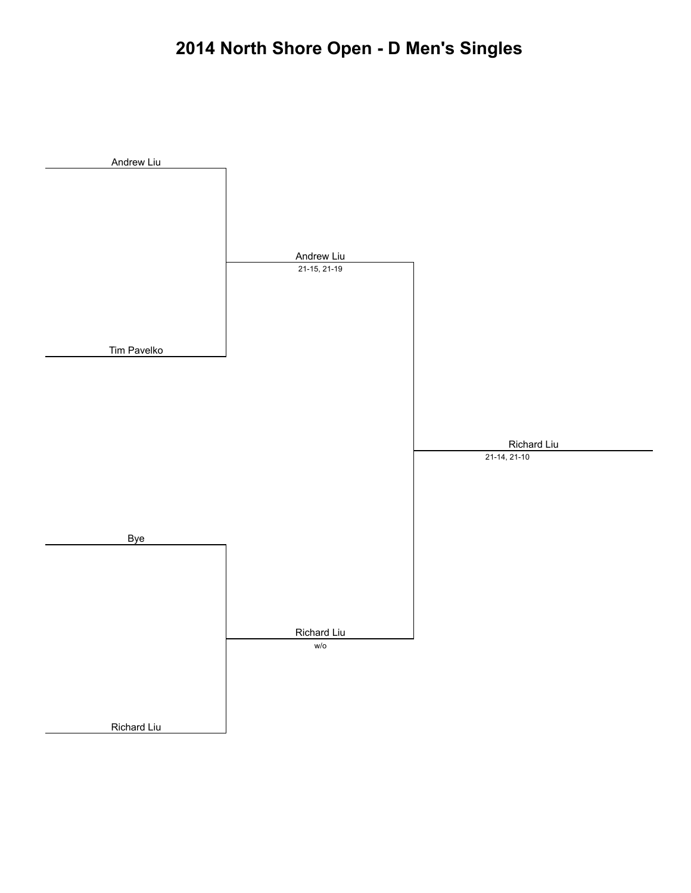# 2014 North Shore Open - D Men's Singles

Andrew Liu

Andrew Liu
21-15, 21-19

Tim Pavelko

Richard Liu
21-14, 21-10

Bye

Richard Liu
w/o

Richard Liu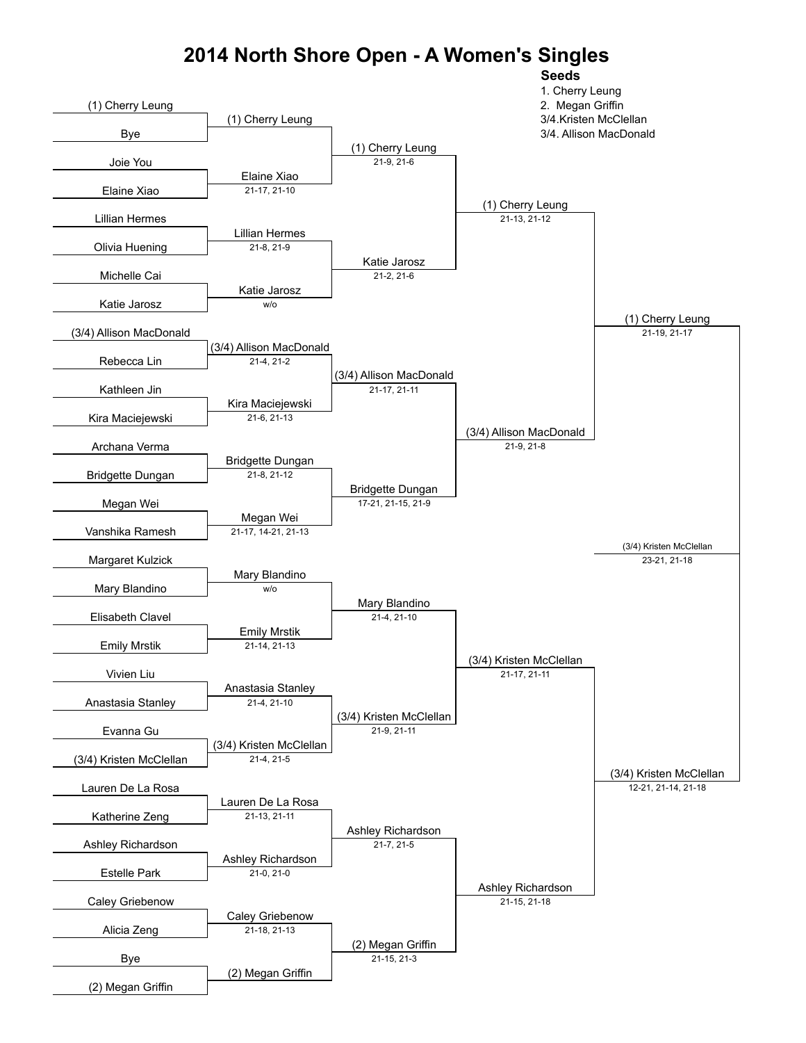# 2014 North Shore Open - A Women's Singles

**Seeds**

1. Cherry Leung
2. Megan Griffin

3/4. Kristen McClellan

3/4. Allison MacDonald

## Round 1

| Player 1 | Player 2 | Winner | Score |
| --- | --- | --- | --- |
| (1) Cherry Leung | Bye | (1) Cherry Leung | |
| Joie You | Elaine Xiao | Elaine Xiao | 21-17, 21-10 |
| Lillian Hermes | Olivia Huening | Lillian Hermes | 21-8, 21-9 |
| Michelle Cai | Katie Jarosz | Katie Jarosz | w/o |
| (3/4) Allison MacDonald | Rebecca Lin | (3/4) Allison MacDonald | 21-4, 21-2 |
| Kathleen Jin | Kira Maciejewski | Kira Maciejewski | 21-6, 21-13 |
| Archana Verma | Bridgette Dungan | Bridgette Dungan | 21-8, 21-12 |
| Megan Wei | Vanshika Ramesh | Megan Wei | 21-17, 14-21, 21-13 |
| Margaret Kulzick | Mary Blandino | Mary Blandino | w/o |
| Elisabeth Clavel | Emily Mrstik | Emily Mrstik | 21-14, 21-13 |
| Vivien Liu | Anastasia Stanley | Anastasia Stanley | 21-4, 21-10 |
| Evanna Gu | (3/4) Kristen McClellan | (3/4) Kristen McClellan | 21-4, 21-5 |
| Lauren De La Rosa | Katherine Zeng | Lauren De La Rosa | 21-13, 21-11 |
| Ashley Richardson | Estelle Park | Ashley Richardson | 21-0, 21-0 |
| Caley Griebenow | Alicia Zeng | Caley Griebenow | 21-18, 21-13 |
| Bye | (2) Megan Griffin | (2) Megan Griffin | |

## Round 2

| Winner | Score |
| --- | --- |
| (1) Cherry Leung | 21-9, 21-6 |
| Katie Jarosz | 21-2, 21-6 |
| (3/4) Allison MacDonald | 21-17, 21-11 |
| Bridgette Dungan | 17-21, 21-15, 21-9 |
| Mary Blandino | 21-4, 21-10 |
| (3/4) Kristen McClellan | 21-9, 21-11 |
| Ashley Richardson | 21-7, 21-5 |
| (2) Megan Griffin | 21-15, 21-3 |

## Quarterfinals

| Winner | Score |
| --- | --- |
| (1) Cherry Leung | 21-13, 21-12 |
| (3/4) Allison MacDonald | 21-9, 21-8 |
| (3/4) Kristen McClellan | 21-17, 21-11 |
| Ashley Richardson | 21-15, 21-18 |

## Semifinals

| Winner | Score |
| --- | --- |
| (1) Cherry Leung | 21-19, 21-17 |
| (3/4) Kristen McClellan | 12-21, 21-14, 21-18 |

## Final

| Winner | Score |
| --- | --- |
| (3/4) Kristen McClellan | 23-21, 21-18 |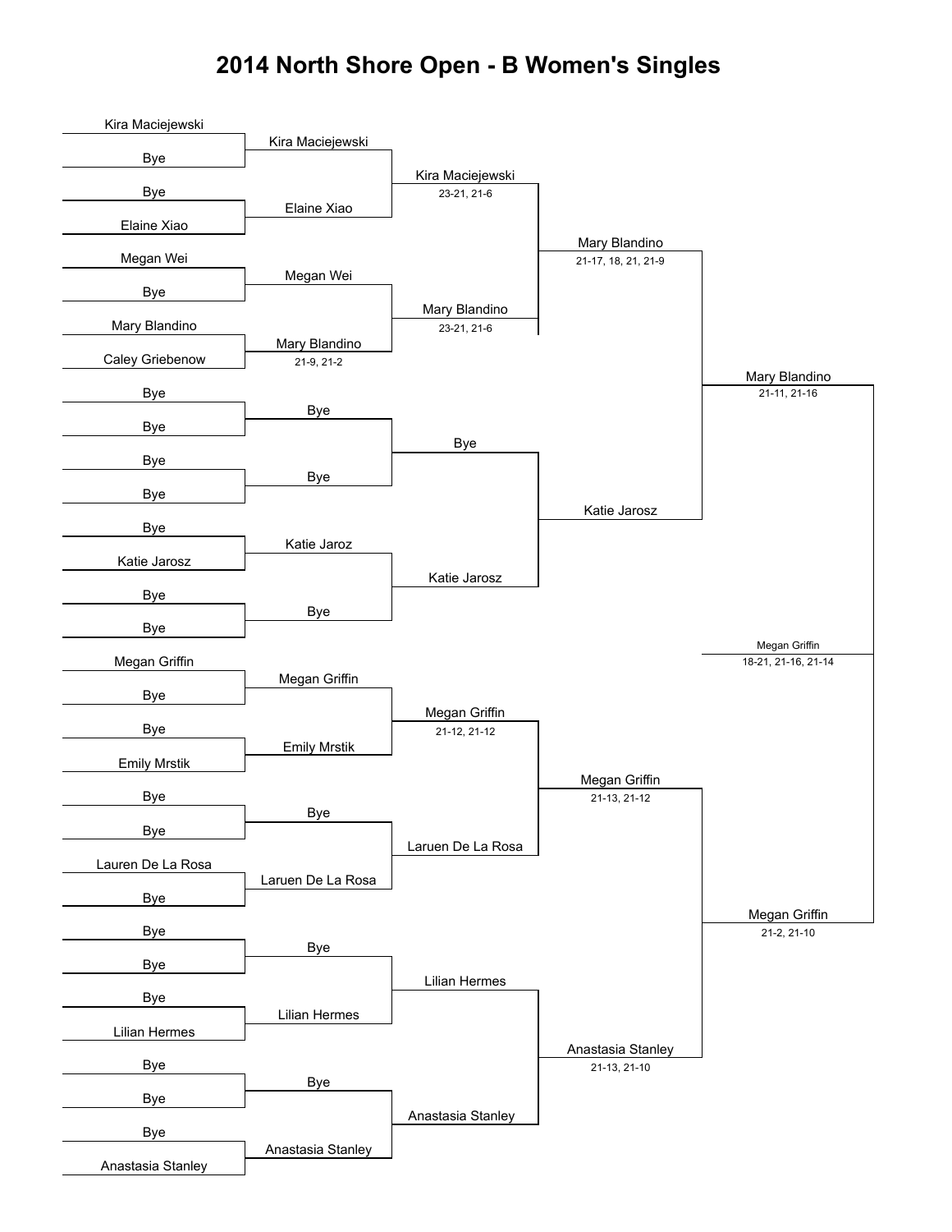# 2014 North Shore Open - B Women's Singles

## Round 1

| Player 1 | Player 2 | Winner |
| --- | --- | --- |
| Kira Maciejewski | Bye | Kira Maciejewski |
| Bye | Elaine Xiao | Elaine Xiao |
| Megan Wei | Bye | Megan Wei |
| Mary Blandino | Caley Griebenow | Mary Blandino (21-9, 21-2) |
| Bye | Bye | Bye |
| Bye | Bye | Bye |
| Bye | Katie Jarosz | Katie Jaroz |
| Bye | Bye | Bye |
| Megan Griffin | Bye | Megan Griffin |
| Bye | Emily Mrstik | Emily Mrstik |
| Bye | Bye | Bye |
| Lauren De La Rosa | Bye | Laruen De La Rosa |
| Bye | Bye | Bye |
| Bye | Lilian Hermes | Lilian Hermes |
| Bye | Bye | Bye |
| Bye | Anastasia Stanley | Anastasia Stanley |

## Round 2

| Winner | Score |
| --- | --- |
| Kira Maciejewski | 23-21, 21-6 |
| Mary Blandino | 23-21, 21-6 |
| Bye | |
| Katie Jarosz | |
| Megan Griffin | 21-12, 21-12 |
| Laruen De La Rosa | |
| Lilian Hermes | |
| Anastasia Stanley | |

## Quarterfinals

| Winner | Score |
| --- | --- |
| Mary Blandino | 21-17, 18, 21, 21-9 |
| Katie Jarosz | |
| Megan Griffin | 21-13, 21-12 |
| Anastasia Stanley | 21-13, 21-10 |

## Semifinals

| Winner | Score |
| --- | --- |
| Mary Blandino | 21-11, 21-16 |
| Megan Griffin | 21-2, 21-10 |

## Final

| Winner | Score |
| --- | --- |
| Megan Griffin | 18-21, 21-16, 21-14 |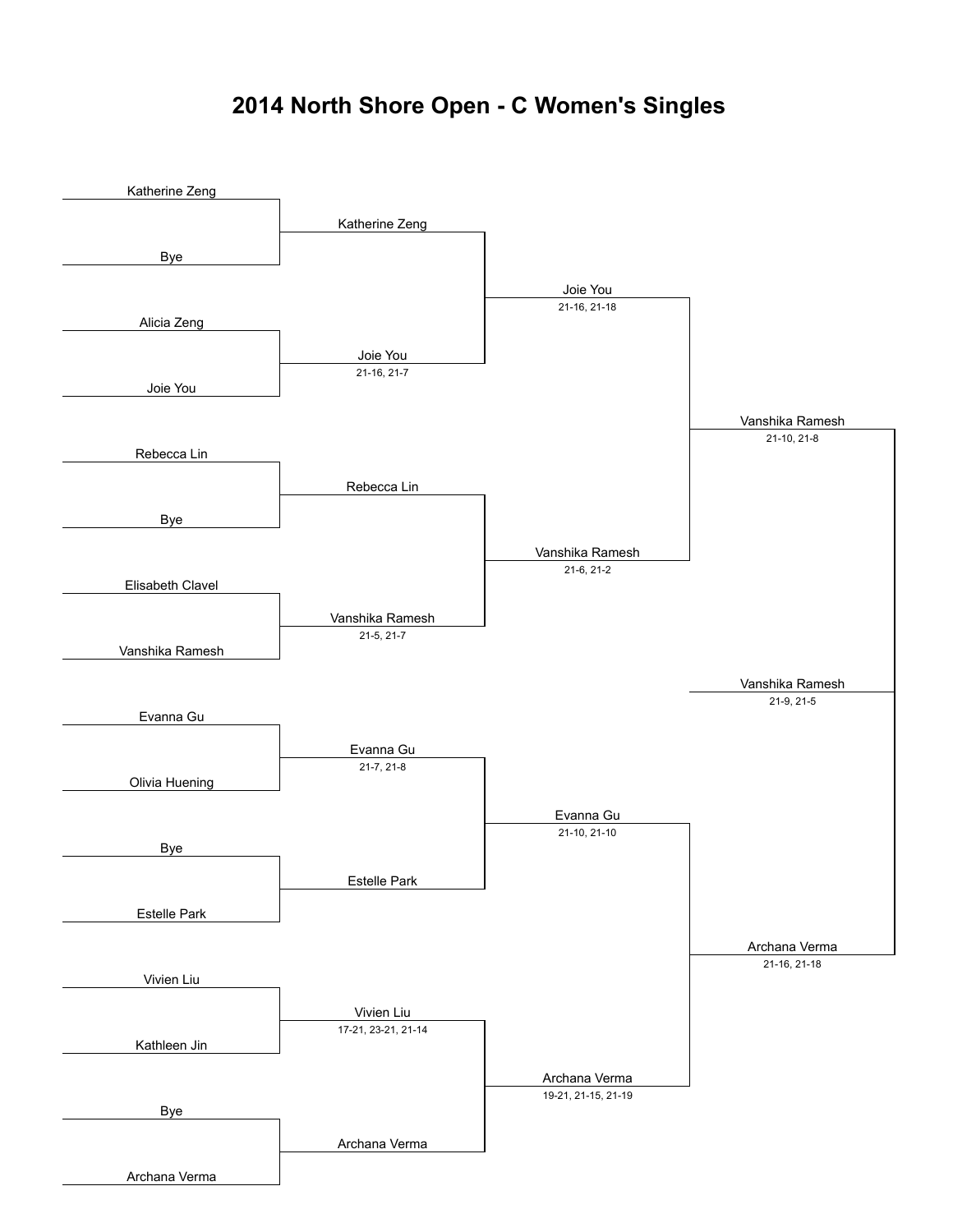# 2014 North Shore Open - C Women's Singles

## Round 1

| Player 1 | Player 2 | Winner | Score |
|---|---|---|---|
| Katherine Zeng | Bye | Katherine Zeng | |
| Alicia Zeng | Joie You | Joie You | 21-16, 21-7 |
| Rebecca Lin | Bye | Rebecca Lin | |
| Elisabeth Clavel | Vanshika Ramesh | Vanshika Ramesh | 21-5, 21-7 |
| Evanna Gu | Olivia Huening | Evanna Gu | 21-7, 21-8 |
| Bye | Estelle Park | Estelle Park | |
| Vivien Liu | Kathleen Jin | Vivien Liu | 17-21, 23-21, 21-14 |
| Bye | Archana Verma | Archana Verma | |

## Quarterfinals

| Player 1 | Player 2 | Winner | Score |
|---|---|---|---|
| Katherine Zeng | Joie You | Joie You | 21-16, 21-18 |
| Rebecca Lin | Vanshika Ramesh | Vanshika Ramesh | 21-6, 21-2 |
| Evanna Gu | Estelle Park | Evanna Gu | 21-10, 21-10 |
| Vivien Liu | Archana Verma | Archana Verma | 19-21, 21-15, 21-19 |

## Semifinals

| Player 1 | Player 2 | Winner | Score |
|---|---|---|---|
| Joie You | Vanshika Ramesh | Vanshika Ramesh | 21-10, 21-8 |
| Evanna Gu | Archana Verma | Archana Verma | 21-16, 21-18 |

## Final

| Player 1 | Player 2 | Winner | Score |
|---|---|---|---|
| Vanshika Ramesh | Archana Verma | Vanshika Ramesh | 21-9, 21-5 |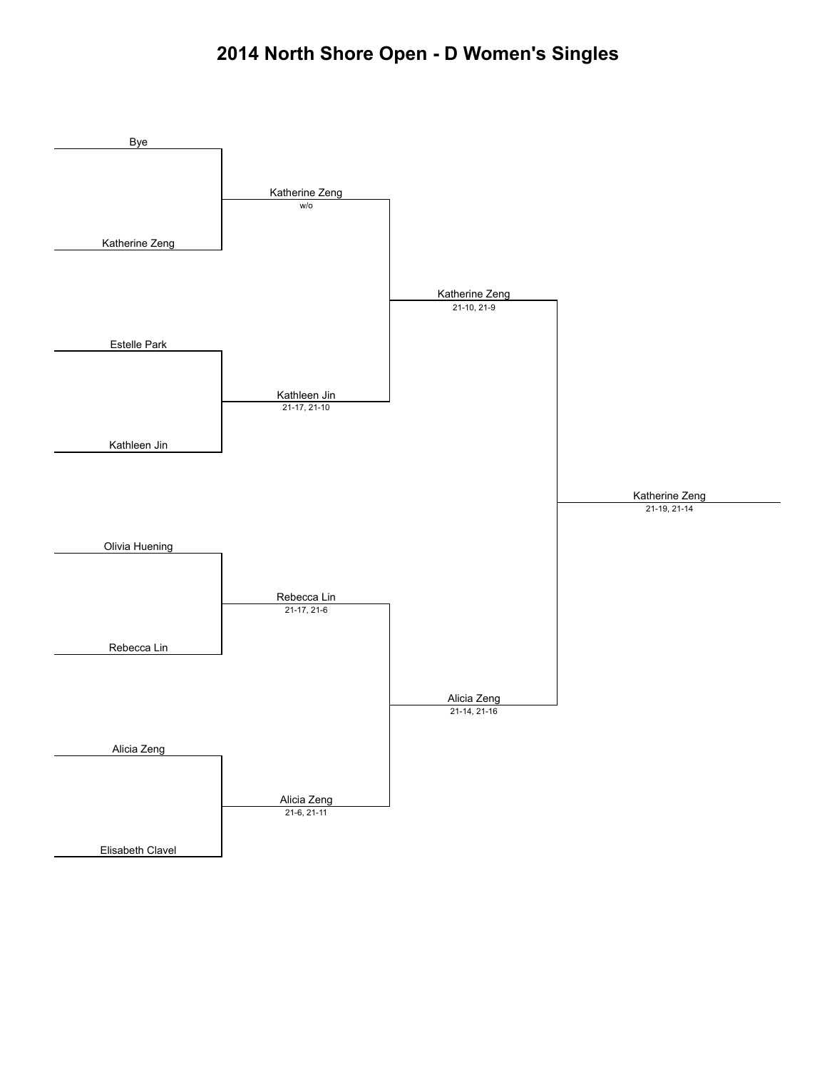# 2014 North Shore Open - D Women's Singles

**Round 1**

- Bye
- Katherine Zeng
- Estelle Park
- Kathleen Jin
- Olivia Huening
- Rebecca Lin
- Alicia Zeng
- Elisabeth Clavel

**Round 2**

- Katherine Zeng — w/o
- Kathleen Jin — 21-17, 21-10
- Rebecca Lin — 21-17, 21-6
- Alicia Zeng — 21-6, 21-11

**Semifinals**

- Katherine Zeng — 21-10, 21-9
- Alicia Zeng — 21-14, 21-16

**Final**

- Katherine Zeng — 21-19, 21-14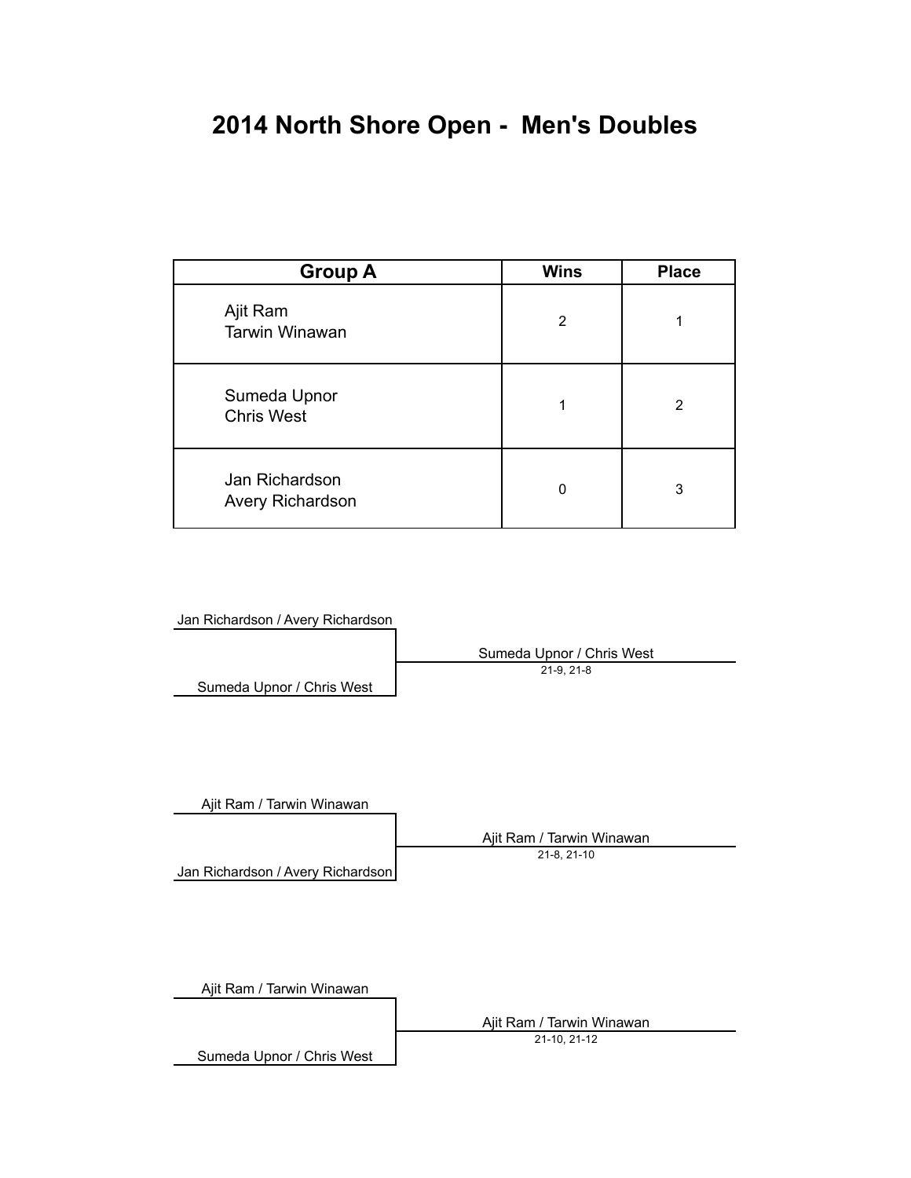# 2014 North Shore Open - Men's Doubles

| Group A | Wins | Place |
|---|---|---|
| Ajit Ram<br>Tarwin Winawan | 2 | 1 |
| Sumeda Upnor<br>Chris West | 1 | 2 |
| Jan Richardson<br>Avery Richardson | 0 | 3 |

Jan Richardson / Avery Richardson
Sumeda Upnor / Chris West
→ Sumeda Upnor / Chris West
21-9, 21-8

Ajit Ram / Tarwin Winawan
Jan Richardson / Avery Richardson
→ Ajit Ram / Tarwin Winawan
21-8, 21-10

Ajit Ram / Tarwin Winawan
Sumeda Upnor / Chris West
→ Ajit Ram / Tarwin Winawan
21-10, 21-12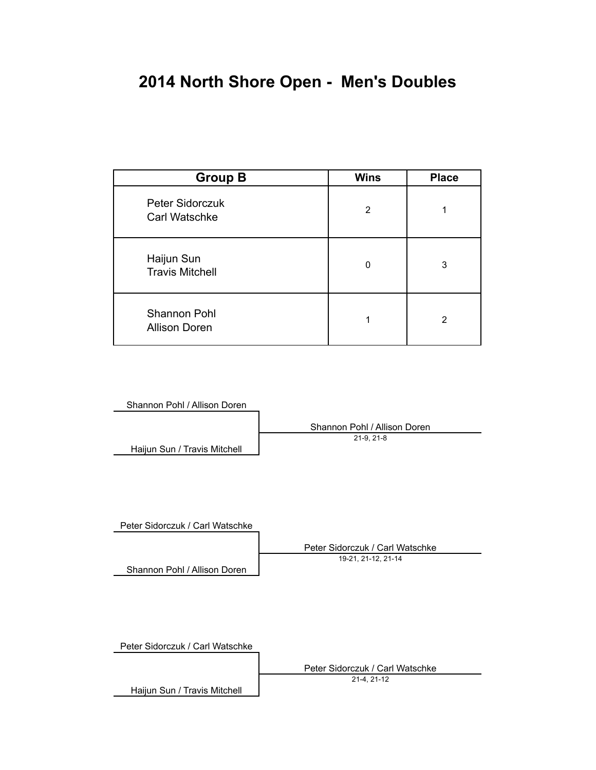# 2014 North Shore Open - Men's Doubles

| Group B | Wins | Place |
|---|---|---|
| Peter Sidorczuk<br>Carl Watschke | 2 | 1 |
| Haijun Sun<br>Travis Mitchell | 0 | 3 |
| Shannon Pohl<br>Allison Doren | 1 | 2 |

Shannon Pohl / Allison Doren
Haijun Sun / Travis Mitchell

Shannon Pohl / Allison Doren
21-9, 21-8

Peter Sidorczuk / Carl Watschke
Shannon Pohl / Allison Doren

Peter Sidorczuk / Carl Watschke
19-21, 21-12, 21-14

Peter Sidorczuk / Carl Watschke
Haijun Sun / Travis Mitchell

Peter Sidorczuk / Carl Watschke
21-4, 21-12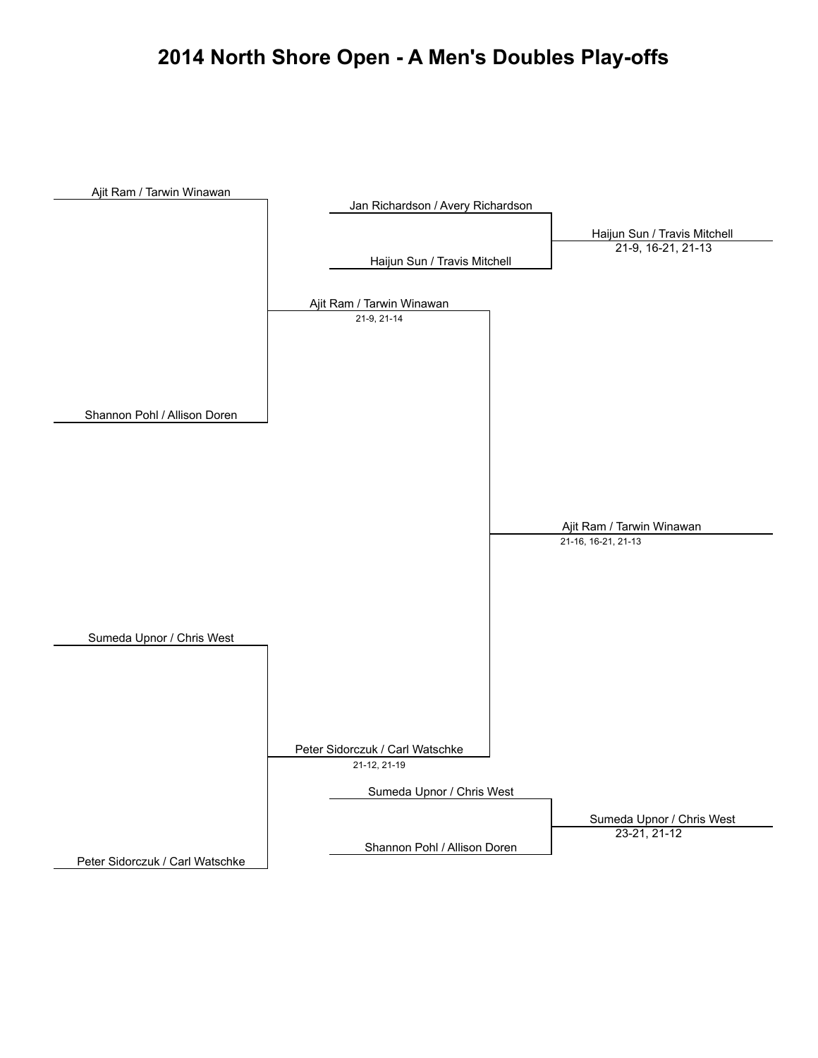# 2014 North Shore Open - A Men's Doubles Play-offs

**Main bracket**

| Semifinal | Final | Winner |
| --- | --- | --- |
| Ajit Ram / Tarwin Winawan | Ajit Ram / Tarwin Winawan (21-9, 21-14) | Ajit Ram / Tarwin Winawan (21-16, 16-21, 21-13) |
| Shannon Pohl / Allison Doren | | |
| Sumeda Upnor / Chris West | Peter Sidorczuk / Carl Watschke (21-12, 21-19) | |
| Peter Sidorczuk / Carl Watschke | | |

**Playoff matches**

| Match | Winner |
| --- | --- |
| Jan Richardson / Avery Richardson vs. Haijun Sun / Travis Mitchell | Haijun Sun / Travis Mitchell (21-9, 16-21, 21-13) |
| Sumeda Upnor / Chris West vs. Shannon Pohl / Allison Doren | Sumeda Upnor / Chris West (23-21, 21-12) |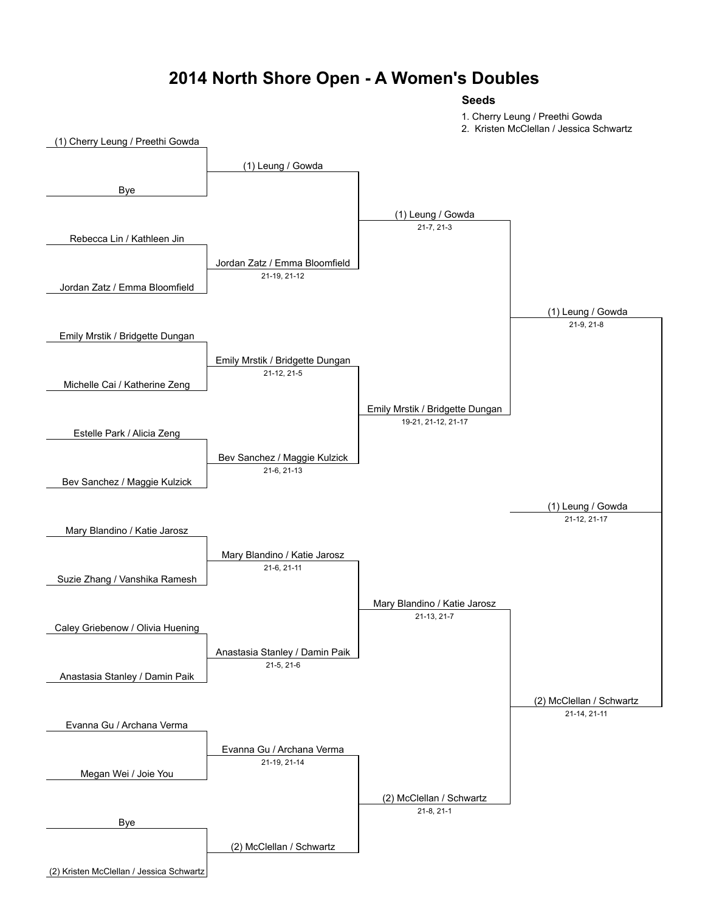# 2014 North Shore Open - A Women's Doubles

**Seeds**

1. Cherry Leung / Preethi Gowda
2. Kristen McClellan / Jessica Schwartz

## Round 1

| Match | Team 1 | Team 2 | Winner | Score |
|---|---|---|---|---|
| 1 | (1) Cherry Leung / Preethi Gowda | Bye | (1) Leung / Gowda | |
| 2 | Rebecca Lin / Kathleen Jin | Jordan Zatz / Emma Bloomfield | Jordan Zatz / Emma Bloomfield | 21-19, 21-12 |
| 3 | Emily Mrstik / Bridgette Dungan | Michelle Cai / Katherine Zeng | Emily Mrstik / Bridgette Dungan | 21-12, 21-5 |
| 4 | Estelle Park / Alicia Zeng | Bev Sanchez / Maggie Kulzick | Bev Sanchez / Maggie Kulzick | 21-6, 21-13 |
| 5 | Mary Blandino / Katie Jarosz | Suzie Zhang / Vanshika Ramesh | Mary Blandino / Katie Jarosz | 21-6, 21-11 |
| 6 | Caley Griebenow / Olivia Huening | Anastasia Stanley / Damin Paik | Anastasia Stanley / Damin Paik | 21-5, 21-6 |
| 7 | Evanna Gu / Archana Verma | Megan Wei / Joie You | Evanna Gu / Archana Verma | 21-19, 21-14 |
| 8 | Bye | (2) Kristen McClellan / Jessica Schwartz | (2) McClellan / Schwartz | |

## Quarterfinals

| Winner | Score |
|---|---|
| (1) Leung / Gowda | 21-7, 21-3 |
| Emily Mrstik / Bridgette Dungan | 19-21, 21-12, 21-17 |
| Mary Blandino / Katie Jarosz | 21-13, 21-7 |
| (2) McClellan / Schwartz | 21-8, 21-1 |

## Semifinals

| Winner | Score |
|---|---|
| (1) Leung / Gowda | 21-9, 21-8 |
| (2) McClellan / Schwartz | 21-14, 21-11 |

## Final

| Winner | Score |
|---|---|
| (1) Leung / Gowda | 21-12, 21-17 |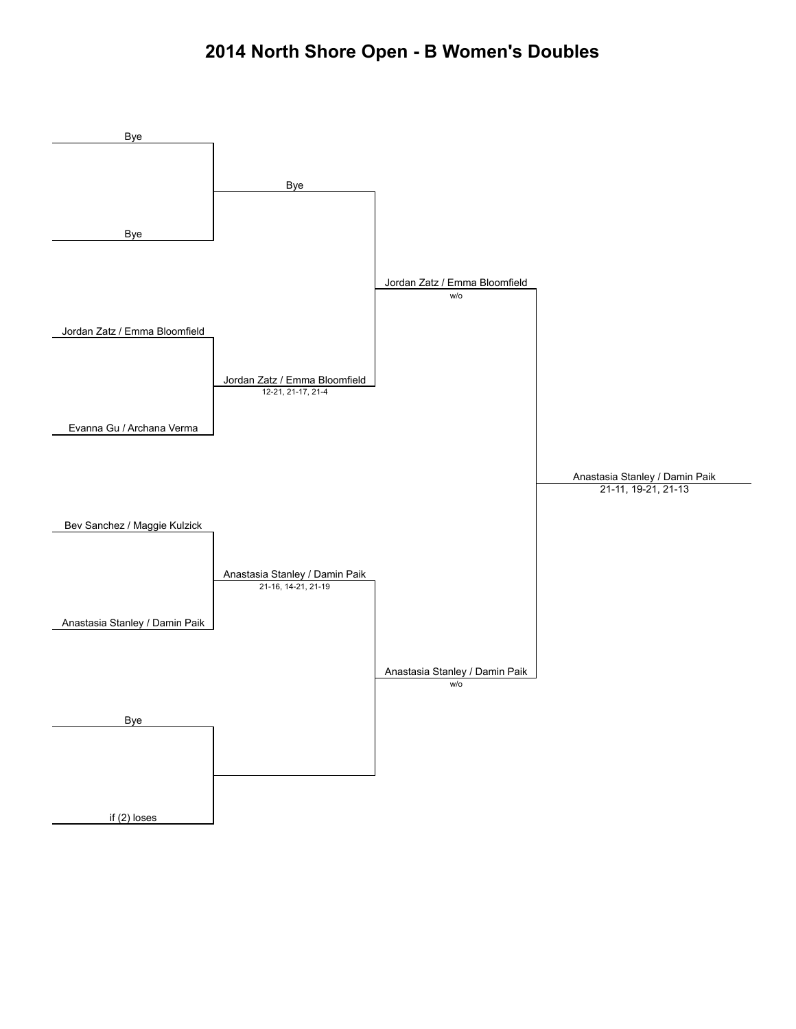# 2014 North Shore Open - B Women's Doubles

**Round 1**

- Bye
- Bye
- Jordan Zatz / Emma Bloomfield
- Evanna Gu / Archana Verma
- Bev Sanchez / Maggie Kulzick
- Anastasia Stanley / Damin Paik
- Bye
- if (2) loses

**Round 2**

- Bye
- Jordan Zatz / Emma Bloomfield — 12-21, 21-17, 21-4
- Anastasia Stanley / Damin Paik — 21-16, 14-21, 21-19

**Round 3**

- Jordan Zatz / Emma Bloomfield — w/o
- Anastasia Stanley / Damin Paik — w/o

**Final**

- Anastasia Stanley / Damin Paik — 21-11, 19-21, 21-13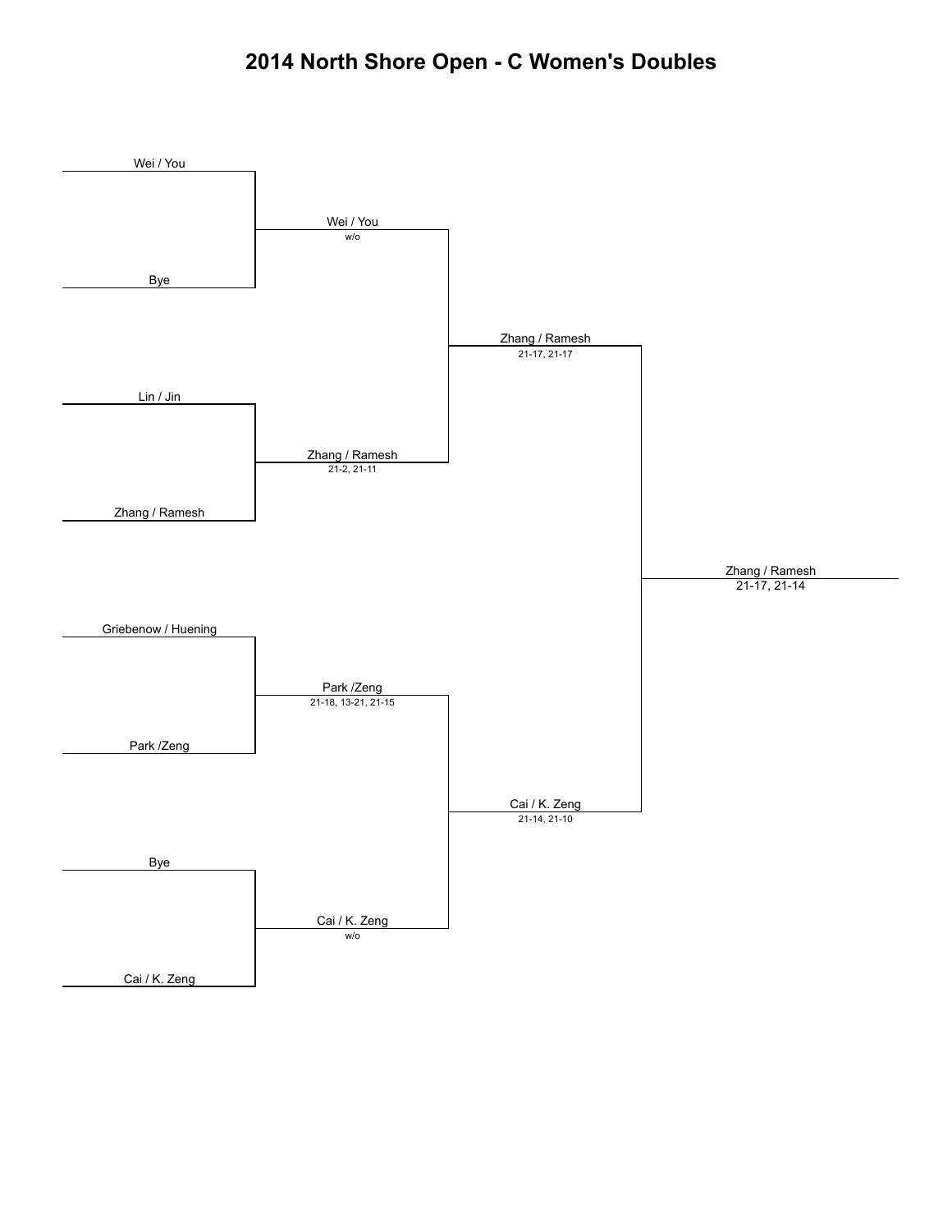# 2014 North Shore Open - C Women's Doubles

## First Round

- Wei / You vs. Bye → **Wei / You** (w/o)
- Lin / Jin vs. Zhang / Ramesh → **Zhang / Ramesh** (21-2, 21-11)
- Griebenow / Huening vs. Park /Zeng → **Park /Zeng** (21-18, 13-21, 21-15)
- Bye vs. Cai / K. Zeng → **Cai / K. Zeng** (w/o)

## Semifinals

- Wei / You vs. Zhang / Ramesh → **Zhang / Ramesh** (21-17, 21-17)
- Park /Zeng vs. Cai / K. Zeng → **Cai / K. Zeng** (21-14, 21-10)

## Final

- Zhang / Ramesh vs. Cai / K. Zeng → **Zhang / Ramesh** (21-17, 21-14)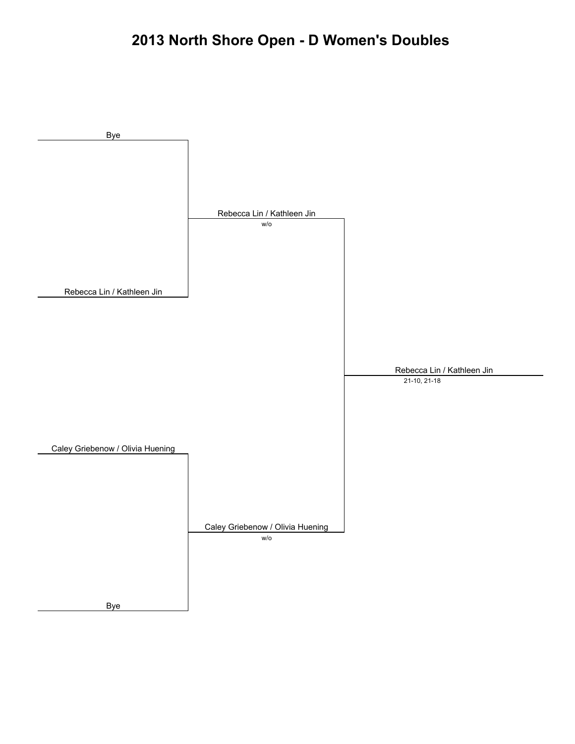# 2013 North Shore Open - D Women's Doubles

Bye

Rebecca Lin / Kathleen Jin
w/o

Rebecca Lin / Kathleen Jin

Rebecca Lin / Kathleen Jin
21-10, 21-18

Caley Griebenow / Olivia Huening

Caley Griebenow / Olivia Huening
w/o

Bye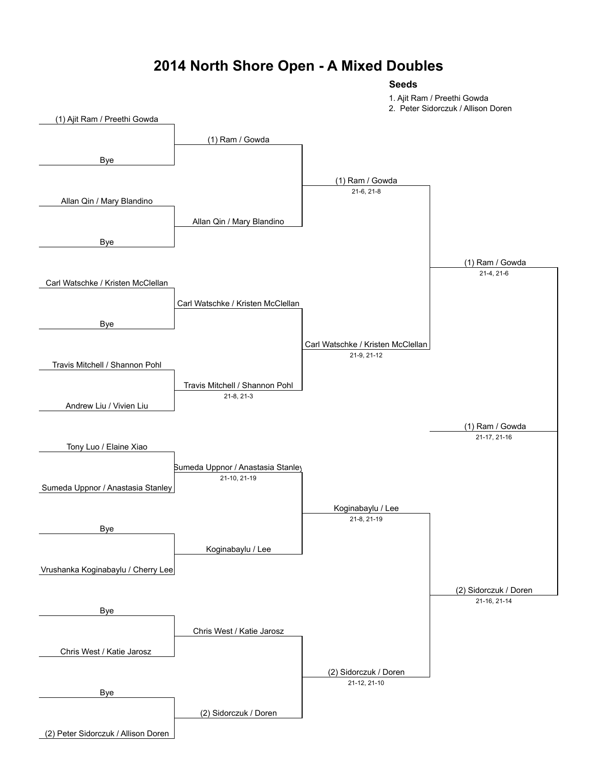# 2014 North Shore Open - A Mixed Doubles

**Seeds**

1. Ajit Ram / Preethi Gowda
2. Peter Sidorczuk / Allison Doren

| Round 1 | Round 2 | Quarterfinals | Semifinals | Final |
|---|---|---|---|---|
| (1) Ajit Ram / Preethi Gowda | (1) Ram / Gowda | (1) Ram / Gowda 21-6, 21-8 | (1) Ram / Gowda 21-4, 21-6 | (1) Ram / Gowda 21-17, 21-16 |
| Bye | | | | |
| Allan Qin / Mary Blandino | Allan Qin / Mary Blandino | | | |
| Bye | | | | |
| Carl Watschke / Kristen McClellan | Carl Watschke / Kristen McClellan | Carl Watschke / Kristen McClellan 21-9, 21-12 | | |
| Bye | | | | |
| Travis Mitchell / Shannon Pohl | Travis Mitchell / Shannon Pohl 21-8, 21-3 | | | |
| Andrew Liu / Vivien Liu | | | | |
| Tony Luo / Elaine Xiao | Sumeda Uppnor / Anastasia Stanley 21-10, 21-19 | Koginabaylu / Lee 21-8, 21-19 | (2) Sidorczuk / Doren 21-16, 21-14 | |
| Sumeda Uppnor / Anastasia Stanley | | | | |
| Bye | Koginabaylu / Lee | | | |
| Vrushanka Koginabaylu / Cherry Lee | | | | |
| Bye | Chris West / Katie Jarosz | (2) Sidorczuk / Doren 21-12, 21-10 | | |
| Chris West / Katie Jarosz | | | | |
| Bye | (2) Sidorczuk / Doren | | | |
| (2) Peter Sidorczuk / Allison Doren | | | | |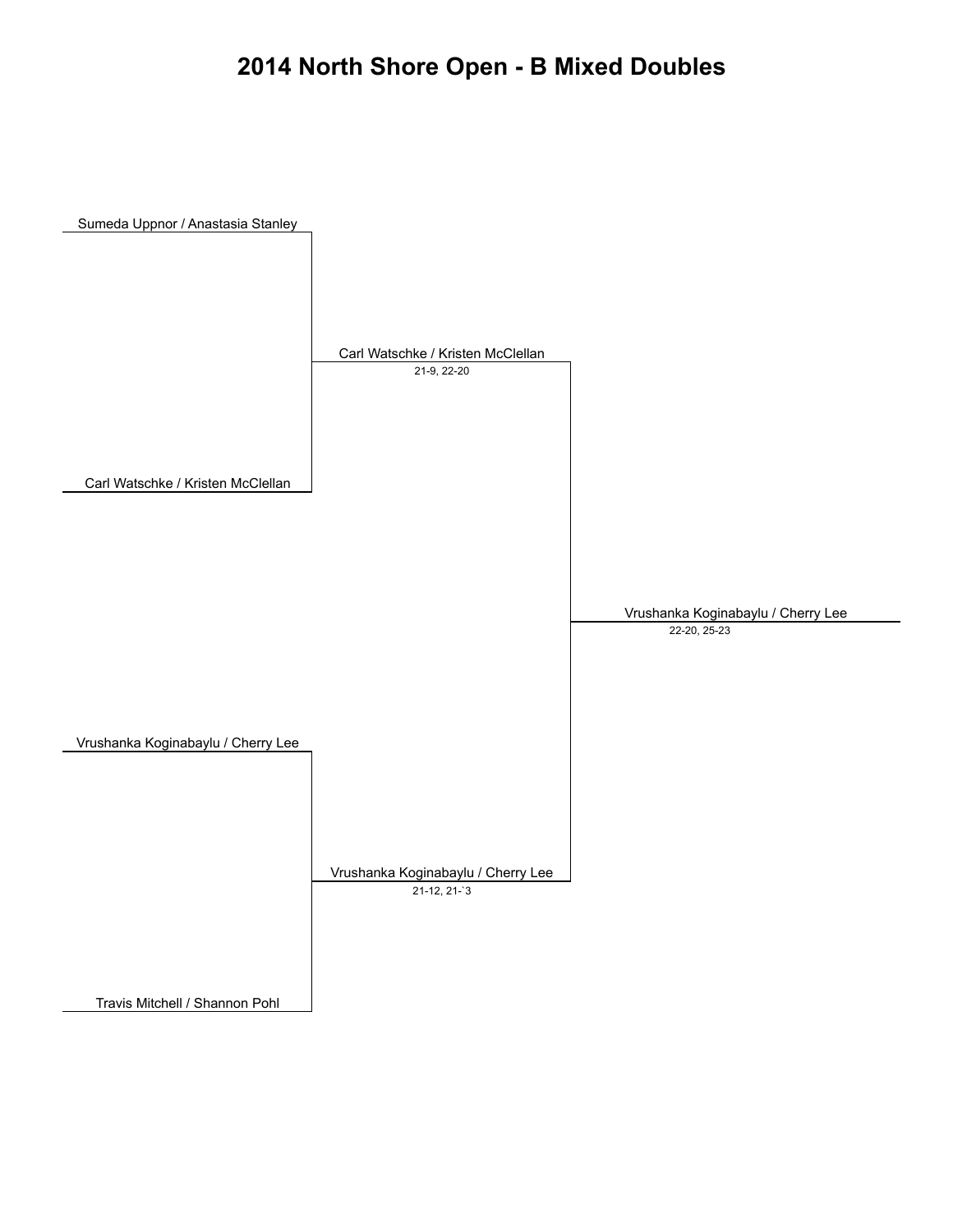# 2014 North Shore Open - B Mixed Doubles

Sumeda Uppnor / Anastasia Stanley

Carl Watschke / Kristen McClellan

Carl Watschke / Kristen McClellan
21-9, 22-20

Vrushanka Koginabaylu / Cherry Lee
22-20, 25-23

Vrushanka Koginabaylu / Cherry Lee

Vrushanka Koginabaylu / Cherry Lee
21-12, 21-`3

Travis Mitchell / Shannon Pohl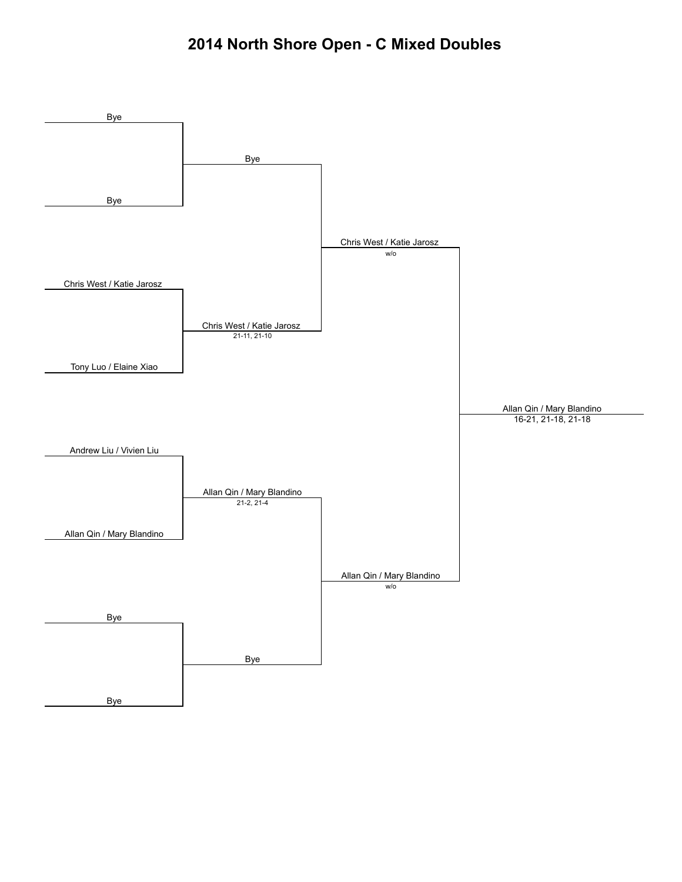# 2014 North Shore Open - C Mixed Doubles

| Round 1 | Round 2 | Semifinals | Final |
| --- | --- | --- | --- |
| Bye | | | |
| | Bye | | |
| Bye | | | |
| | | Chris West / Katie Jarosz<br>w/o | |
| Chris West / Katie Jarosz | | | |
| | Chris West / Katie Jarosz<br>21-11, 21-10 | | |
| Tony Luo / Elaine Xiao | | | |
| | | | Allan Qin / Mary Blandino<br>16-21, 21-18, 21-18 |
| Andrew Liu / Vivien Liu | | | |
| | Allan Qin / Mary Blandino<br>21-2, 21-4 | | |
| Allan Qin / Mary Blandino | | | |
| | | Allan Qin / Mary Blandino<br>w/o | |
| Bye | | | |
| | Bye | | |
| Bye | | | |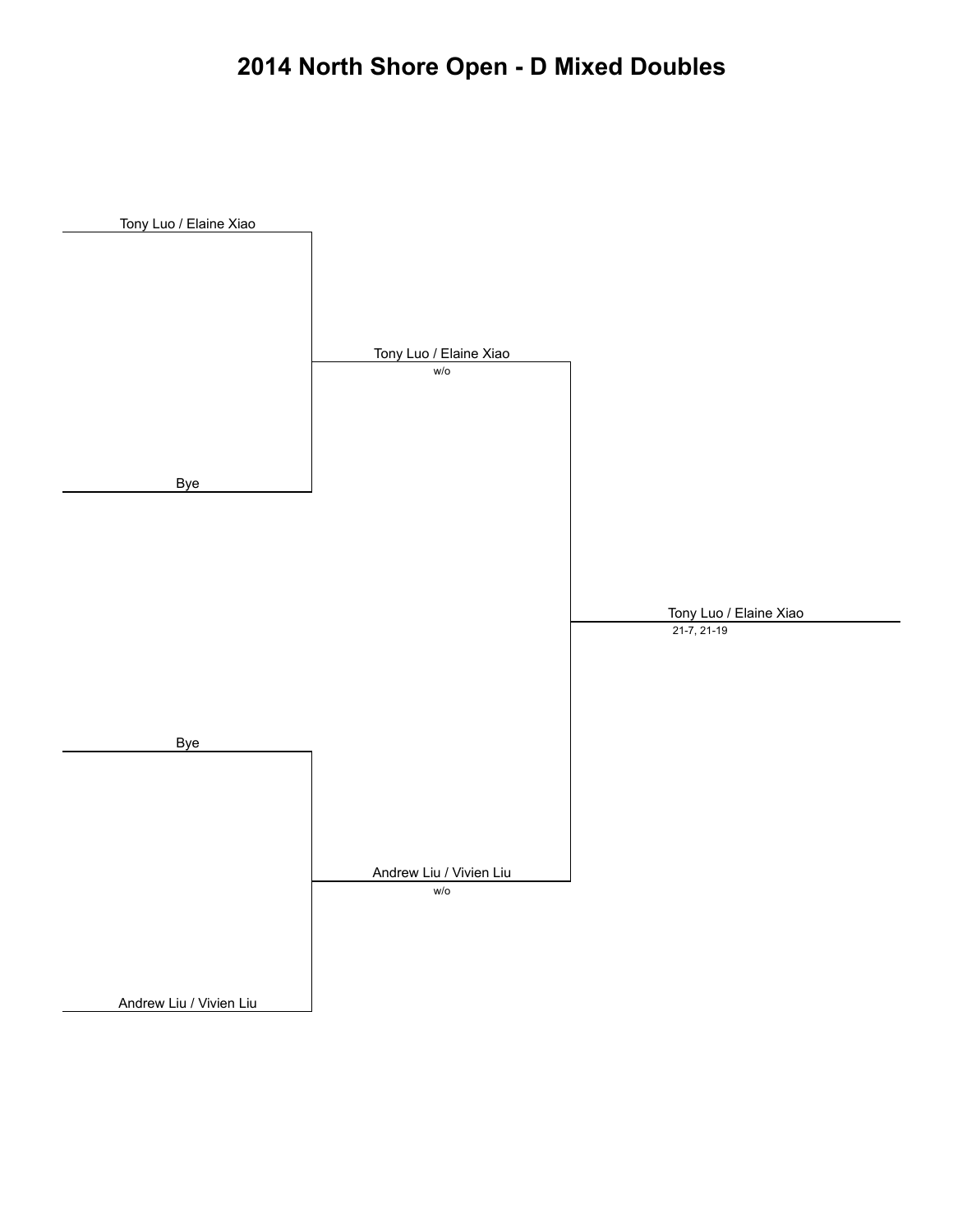# 2014 North Shore Open - D Mixed Doubles

Tony Luo / Elaine Xiao

Bye

Tony Luo / Elaine Xiao
w/o

Bye

Andrew Liu / Vivien Liu

Andrew Liu / Vivien Liu
w/o

Tony Luo / Elaine Xiao
21-7, 21-19